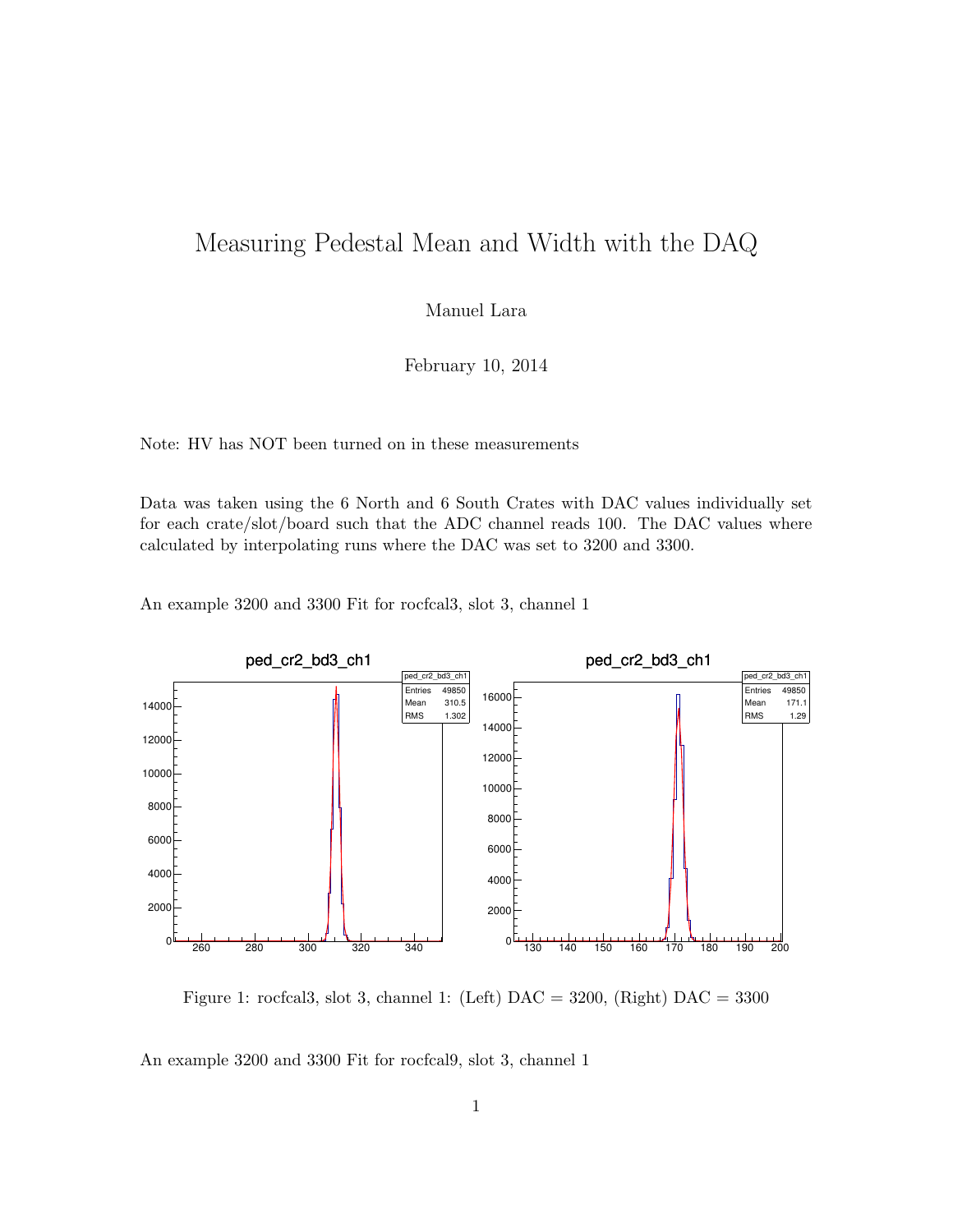# Measuring Pedestal Mean and Width with the DAQ

Manuel Lara

February 10, 2014

Note: HV has NOT been turned on in these measurements

Data was taken using the 6 North and 6 South Crates with DAC values individually set for each crate/slot/board such that the ADC channel reads 100. The DAC values where calculated by interpolating runs where the DAC was set to 3200 and 3300.

An example 3200 and 3300 Fit for rocfcal3, slot 3, channel 1

Figure 1: rocfcal3, slot 3, channel 1: (Left) DAC = 3200, (Right) DAC = 3300

An example 3200 and 3300 Fit for rocfcal9, slot 3, channel 1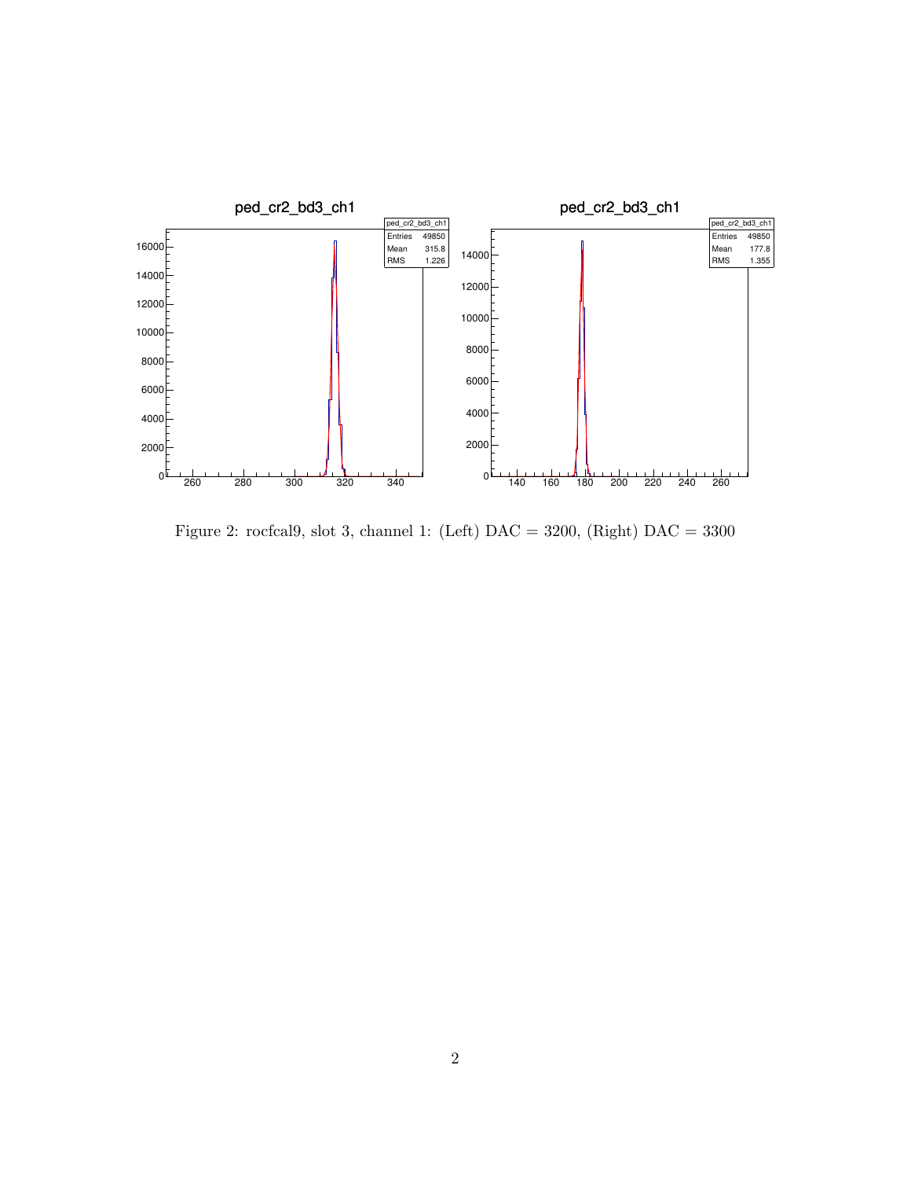Figure 2: rocfcal9, slot 3, channel 1: (Left) DAC = 3200, (Right) DAC = 3300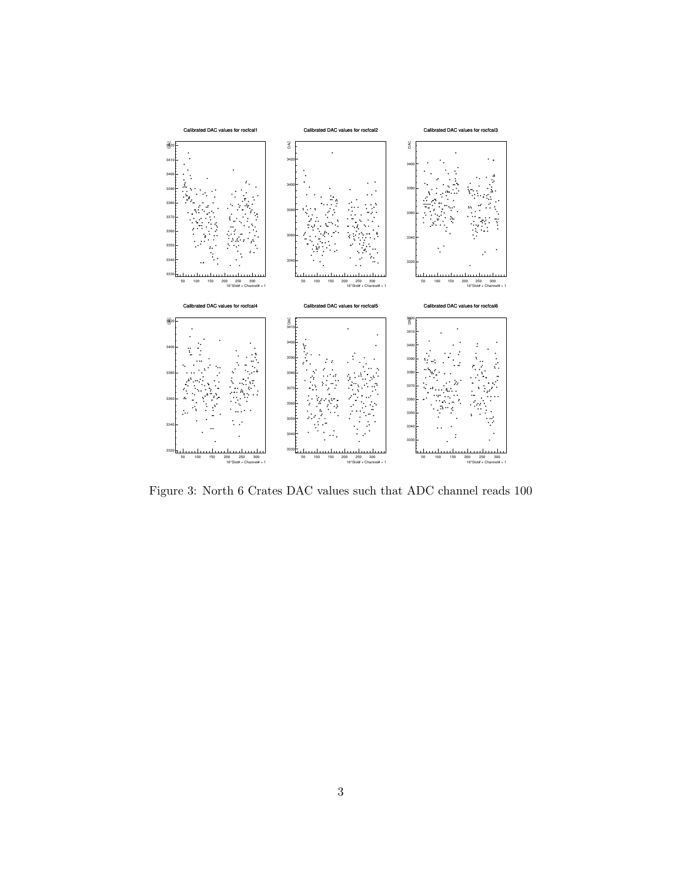Figure 3: North 6 Crates DAC values such that ADC channel reads 100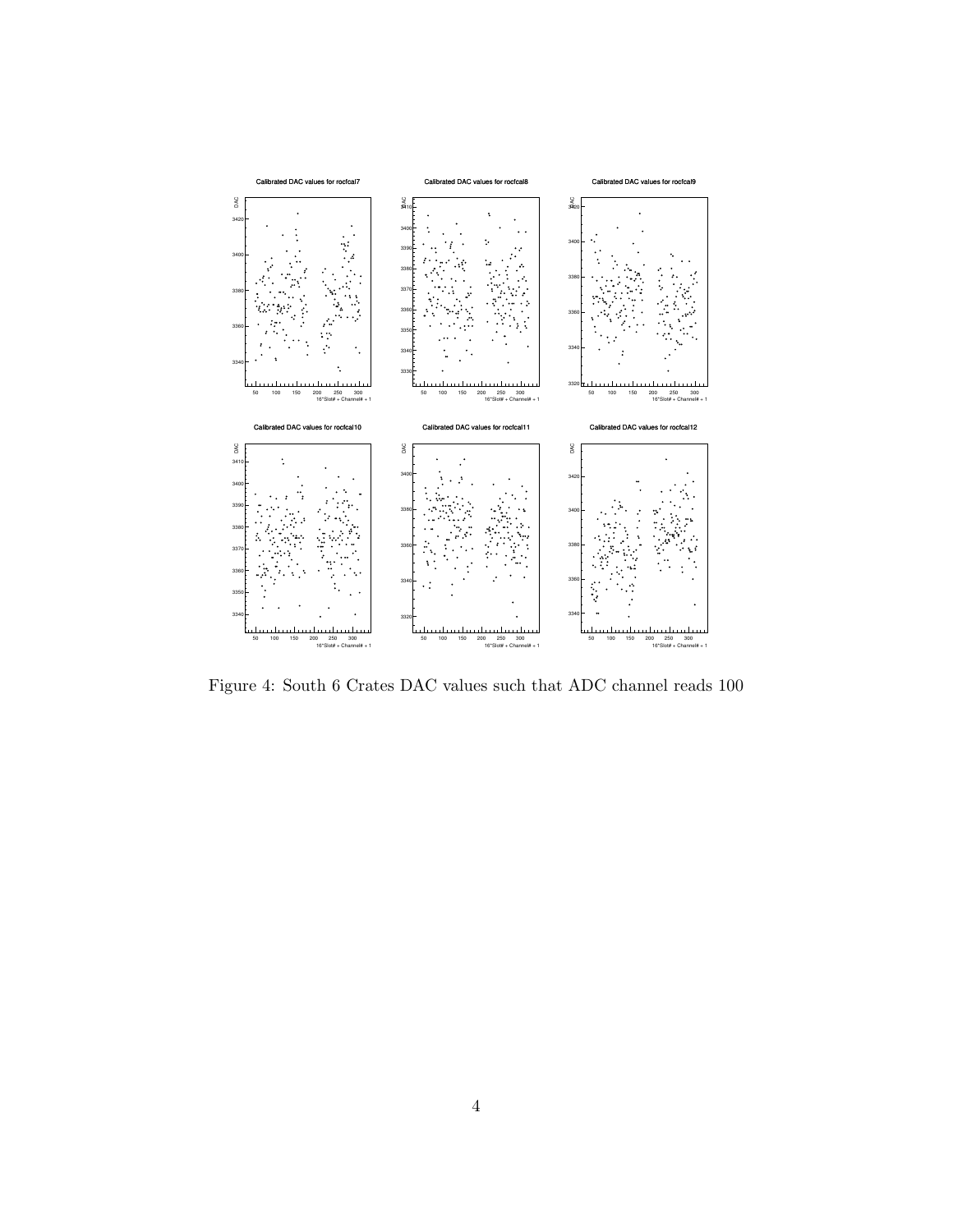Figure 4: South 6 Crates DAC values such that ADC channel reads 100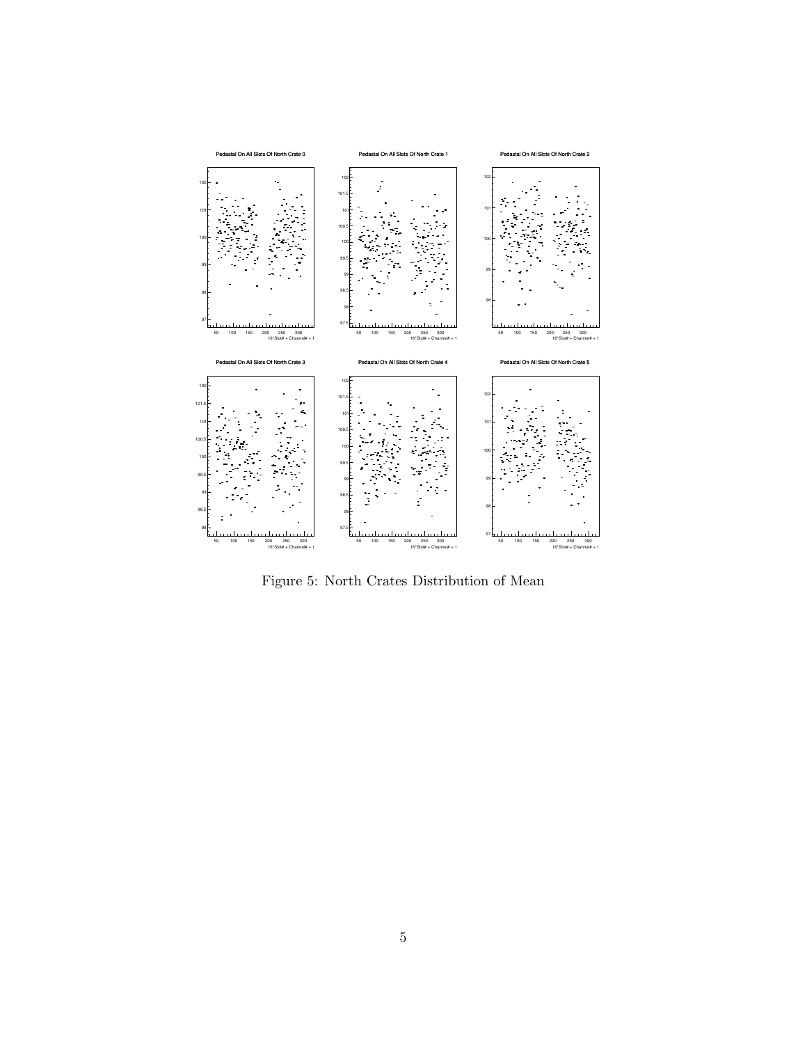Figure 5: North Crates Distribution of Mean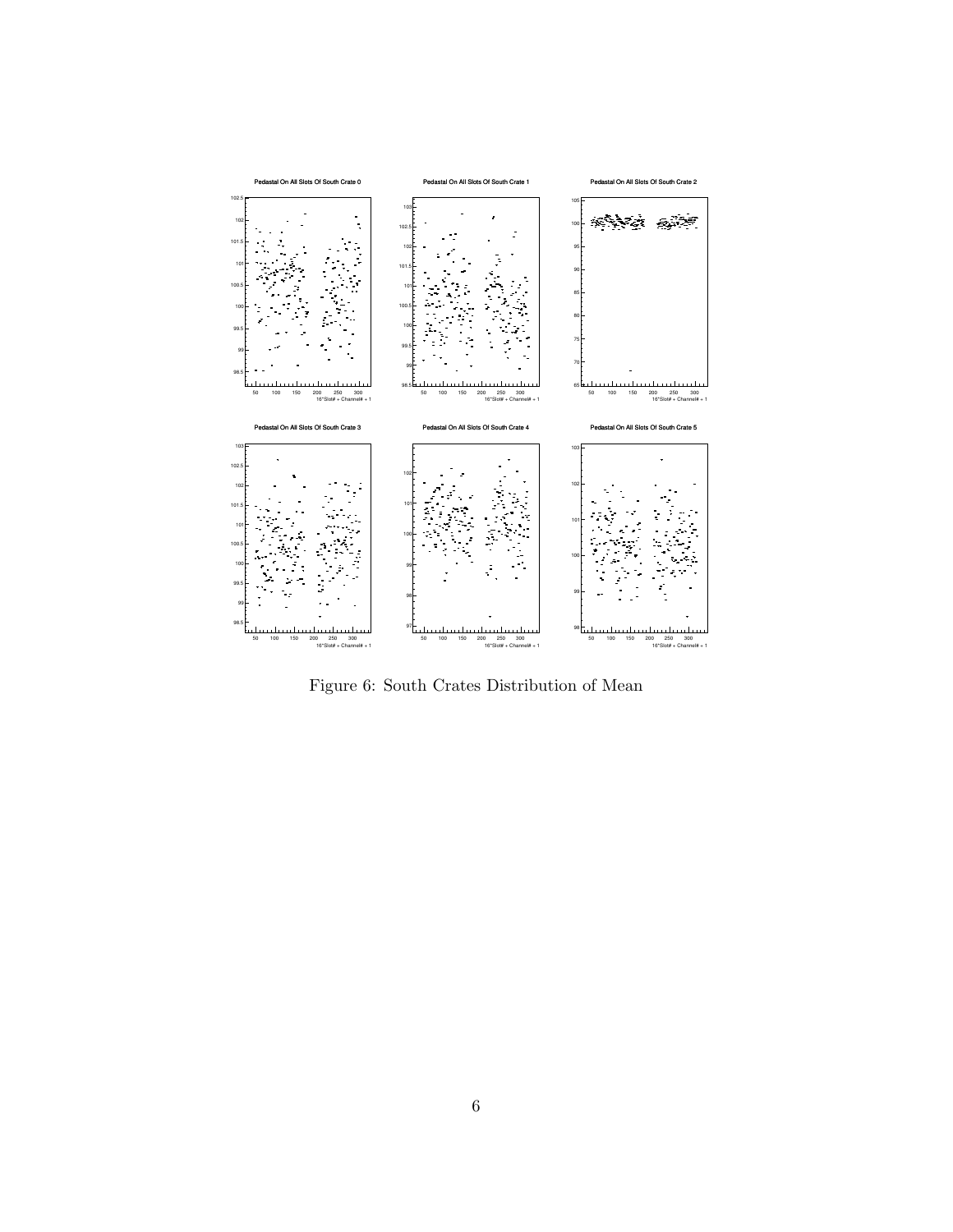Figure 6: South Crates Distribution of Mean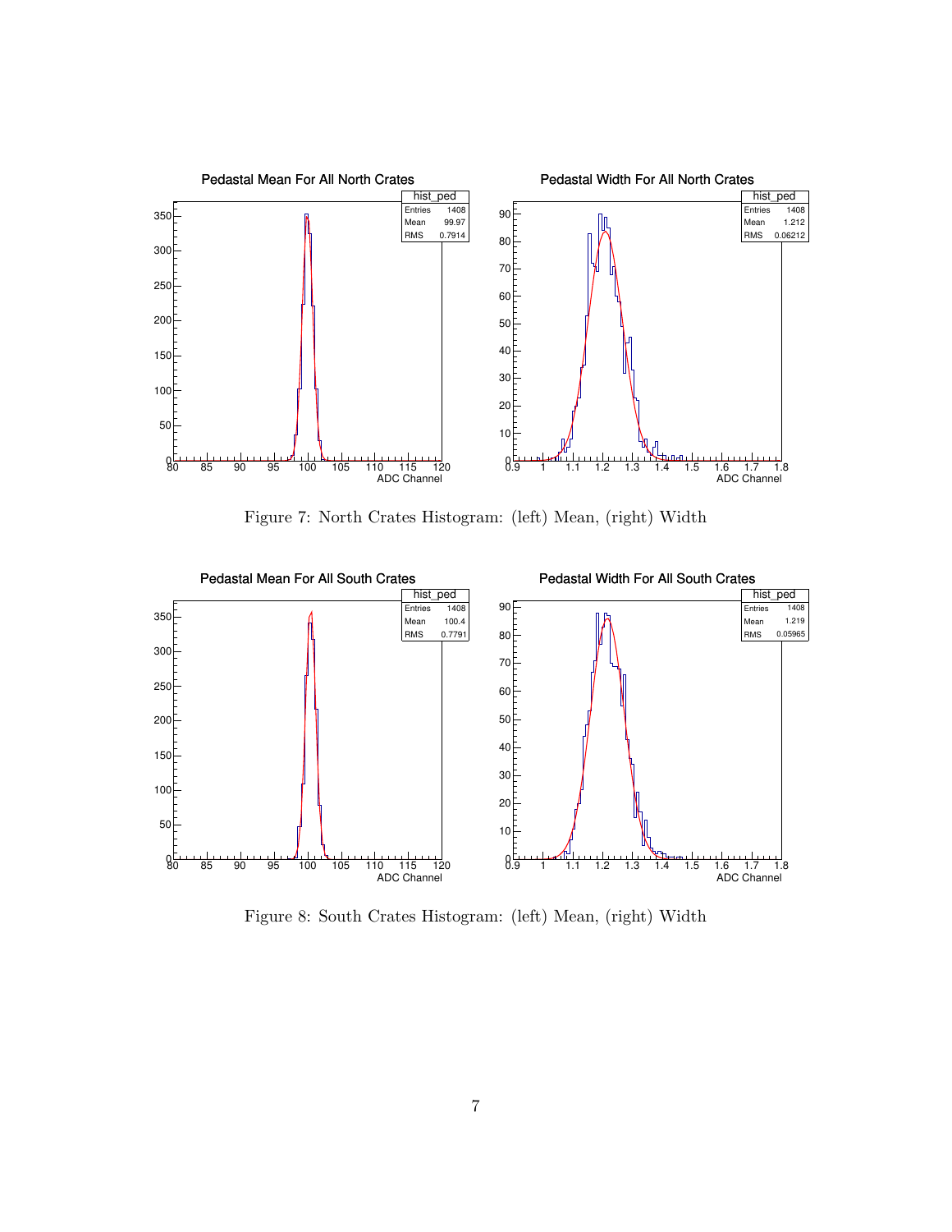Figure 7: North Crates Histogram: (left) Mean, (right) Width

Figure 8: South Crates Histogram: (left) Mean, (right) Width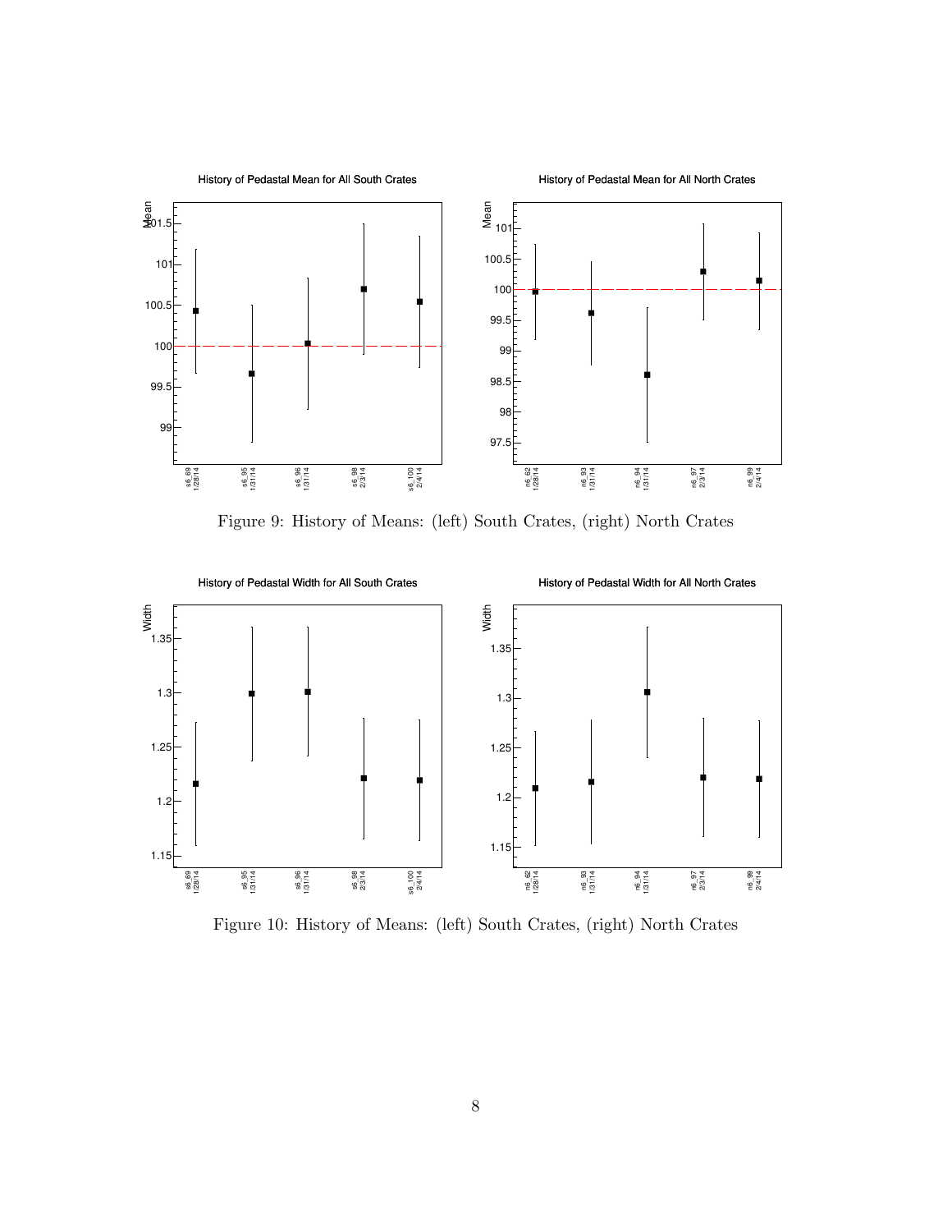History of Pedastal Mean for All South Crates

Mean

101.5
101
100.5
100
99.5
99

s6_69 1/28/14
s6_95 1/31/14
s6_96 1/31/14
s6_98 2/3/14
s6_100 2/4/14

History of Pedastal Mean for All North Crates

Mean

101
100.5
100
99.5
99
98.5
98
97.5

n6_62 1/28/14
n6_93 1/31/14
n6_94 1/31/14
n6_97 2/3/14
n6_99 2/4/14

Figure 9: History of Means: (left) South Crates, (right) North Crates

History of Pedastal Width for All South Crates

Width

1.35
1.3
1.25
1.2
1.15

s6_69 1/28/14
s6_95 1/31/14
s6_96 1/31/14
s6_98 2/3/14
s6_100 2/4/14

History of Pedastal Width for All North Crates

Width

1.35
1.3
1.25
1.2
1.15

n6_62 1/28/14
n6_93 1/31/14
n6_94 1/31/14
n6_97 2/3/14
n6_99 2/4/14

Figure 10: History of Means: (left) South Crates, (right) North Crates